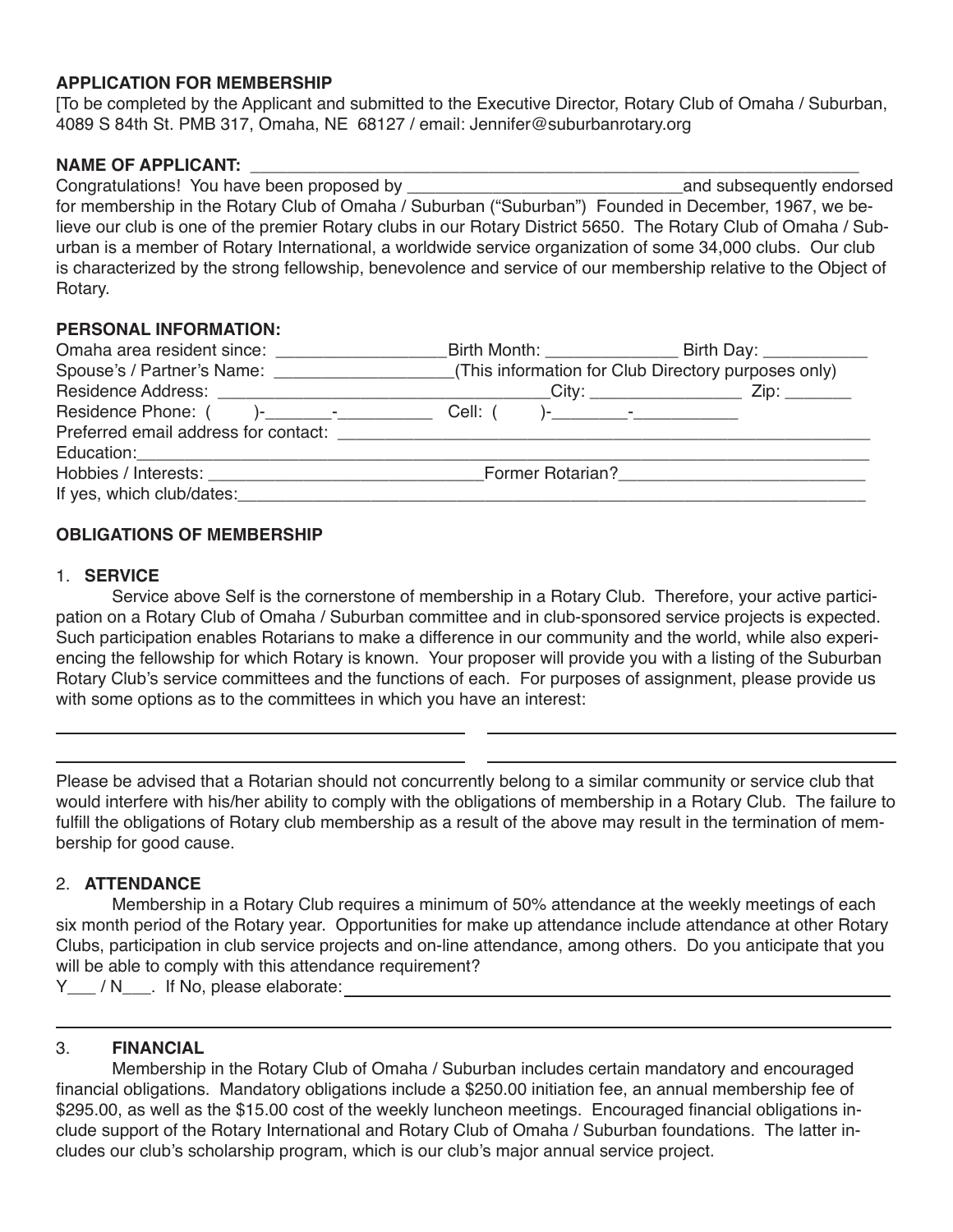**APPLICATION FOR MEMBERSHIP**

[To be completed by the Applicant and submitted to the Executive Director, Rotary Club of Omaha / Suburban, 4089 S 84th St. PMB 317, Omaha, NE 68127 / email: Jennifer@suburbanrotary.org

**NAME OF APPLICANT:** ______________________________________________________________

Congratulations! You have been proposed by ____________________________and subsequently endorsed for membership in the Rotary Club of Omaha / Suburban ("Suburban") Founded in December, 1967, we believe our club is one of the premier Rotary clubs in our Rotary District 5650. The Rotary Club of Omaha / Suburban is a member of Rotary International, a worldwide service organization of some 34,000 clubs. Our club is characterized by the strong fellowship, benevolence and service of our membership relative to the Object of Rotary.

**PERSONAL INFORMATION:**

Omaha area resident since: _________________Birth Month: _____________ Birth Day: __________

Spouse's / Partner's Name: __________________(This information for Club Directory purposes only)

Residence Address: _________________________________City: _______________ Zip: _______

Residence Phone: ( )-_______-_________ Cell: ( )-________-__________

Preferred email address for contact: ___________________________________________________

Education:______________________________________________________________________

Hobbies / Interests: ____________________________Former Rotarian?________________________

If yes, which club/dates:_____________________________________________________________

**OBLIGATIONS OF MEMBERSHIP**

1. **SERVICE**

Service above Self is the cornerstone of membership in a Rotary Club. Therefore, your active participation on a Rotary Club of Omaha / Suburban committee and in club-sponsored service projects is expected. Such participation enables Rotarians to make a difference in our community and the world, while also experiencing the fellowship for which Rotary is known. Your proposer will provide you with a listing of the Suburban Rotary Club's service committees and the functions of each. For purposes of assignment, please provide us with some options as to the committees in which you have an interest:

________________________________ ________________________________

________________________________ ________________________________

Please be advised that a Rotarian should not concurrently belong to a similar community or service club that would interfere with his/her ability to comply with the obligations of membership in a Rotary Club. The failure to fulfill the obligations of Rotary club membership as a result of the above may result in the termination of membership for good cause.

2. **ATTENDANCE**

Membership in a Rotary Club requires a minimum of 50% attendance at the weekly meetings of each six month period of the Rotary year. Opportunities for make up attendance include attendance at other Rotary Clubs, participation in club service projects and on-line attendance, among others. Do you anticipate that you will be able to comply with this attendance requirement?

Y___ / N___. If No, please elaborate:_____________________________________________

__________________________________________________________________________

3. **FINANCIAL**

Membership in the Rotary Club of Omaha / Suburban includes certain mandatory and encouraged financial obligations. Mandatory obligations include a $250.00 initiation fee, an annual membership fee of $295.00, as well as the $15.00 cost of the weekly luncheon meetings. Encouraged financial obligations include support of the Rotary International and Rotary Club of Omaha / Suburban foundations. The latter includes our club's scholarship program, which is our club's major annual service project.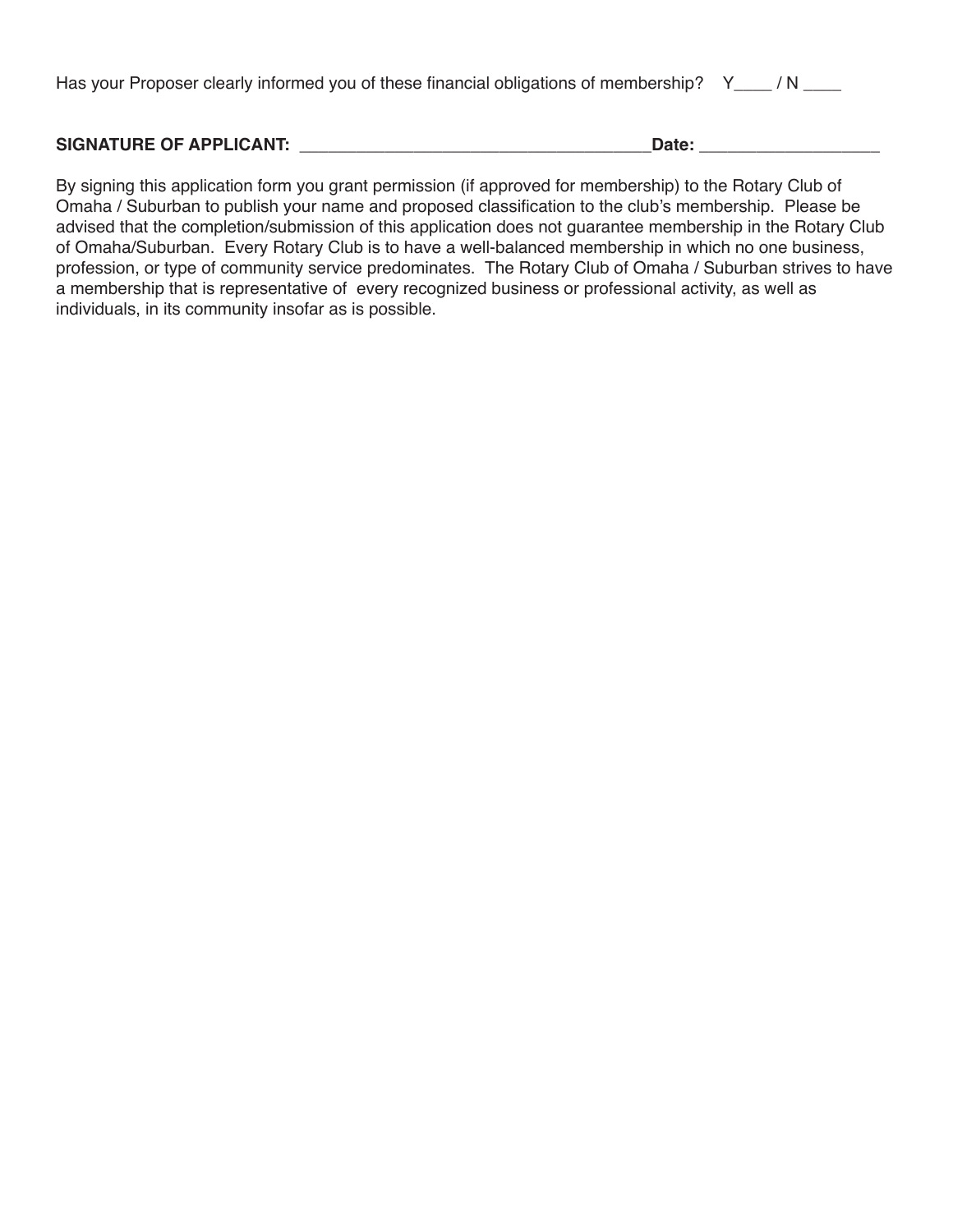Has your Proposer clearly informed you of these financial obligations of membership? Y____ / N ____

**SIGNATURE OF APPLICANT:** ____________________________________**Date:** __________________

By signing this application form you grant permission (if approved for membership) to the Rotary Club of Omaha / Suburban to publish your name and proposed classification to the club's membership. Please be advised that the completion/submission of this application does not guarantee membership in the Rotary Club of Omaha/Suburban. Every Rotary Club is to have a well-balanced membership in which no one business, profession, or type of community service predominates. The Rotary Club of Omaha / Suburban strives to have a membership that is representative of every recognized business or professional activity, as well as individuals, in its community insofar as is possible.